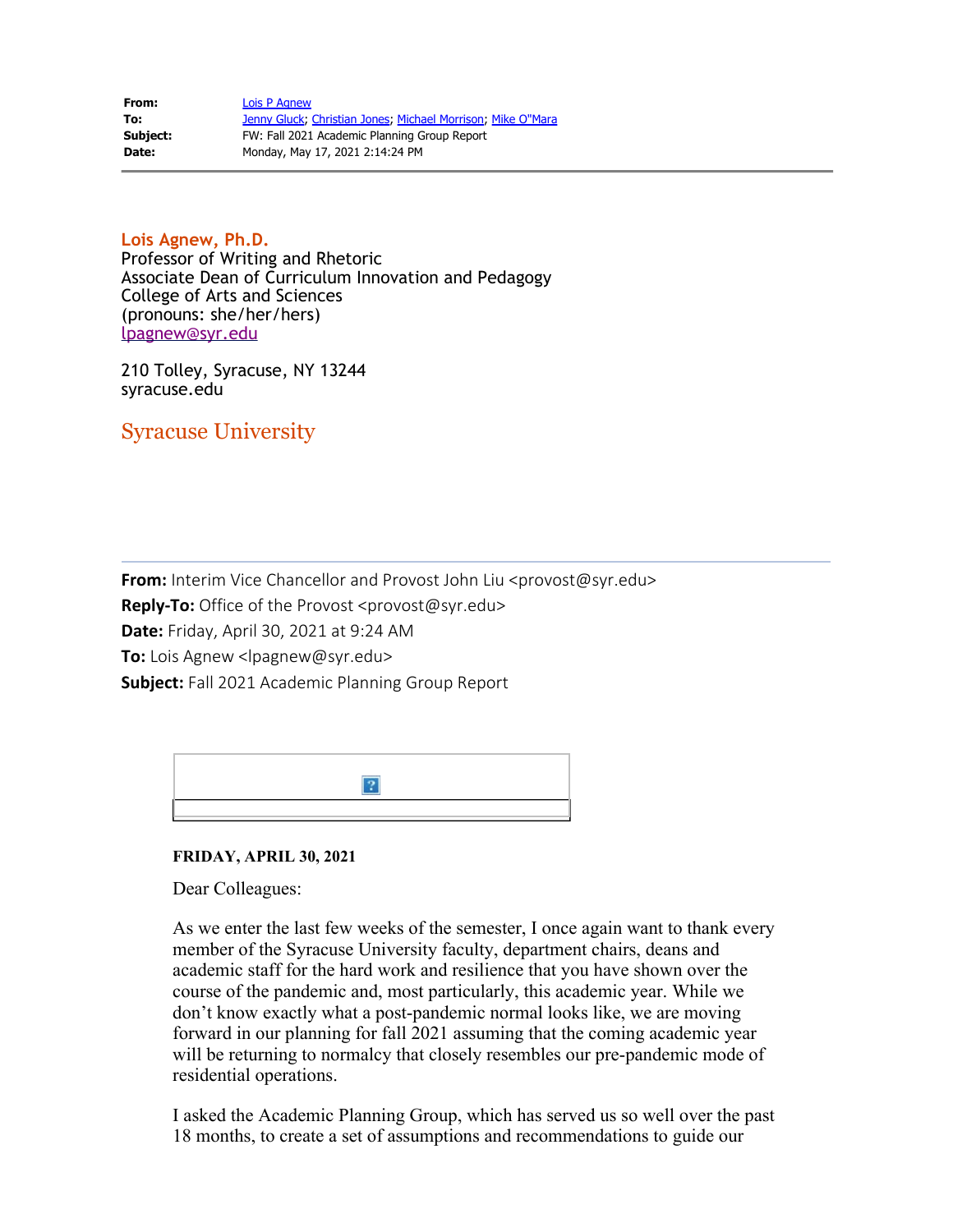| | |
|---|---|
| **From:** | Lois P Agnew |
| **To:** | Jenny Gluck; Christian Jones; Michael Morrison; Mike O"Mara |
| **Subject:** | FW: Fall 2021 Academic Planning Group Report |
| **Date:** | Monday, May 17, 2021 2:14:24 PM |

---

**Lois Agnew, Ph.D.**
Professor of Writing and Rhetoric
Associate Dean of Curriculum Innovation and Pedagogy
College of Arts and Sciences
(pronouns: she/her/hers)
lpagnew@syr.edu

210 Tolley, Syracuse, NY 13244
syracuse.edu

Syracuse University

---

**From:** Interim Vice Chancellor and Provost John Liu <provost@syr.edu>
**Reply-To:** Office of the Provost <provost@syr.edu>
**Date:** Friday, April 30, 2021 at 9:24 AM
**To:** Lois Agnew <lpagnew@syr.edu>
**Subject:** Fall 2021 Academic Planning Group Report

**FRIDAY, APRIL 30, 2021**

Dear Colleagues:

As we enter the last few weeks of the semester, I once again want to thank every member of the Syracuse University faculty, department chairs, deans and academic staff for the hard work and resilience that you have shown over the course of the pandemic and, most particularly, this academic year. While we don't know exactly what a post-pandemic normal looks like, we are moving forward in our planning for fall 2021 assuming that the coming academic year will be returning to normalcy that closely resembles our pre-pandemic mode of residential operations.

I asked the Academic Planning Group, which has served us so well over the past 18 months, to create a set of assumptions and recommendations to guide our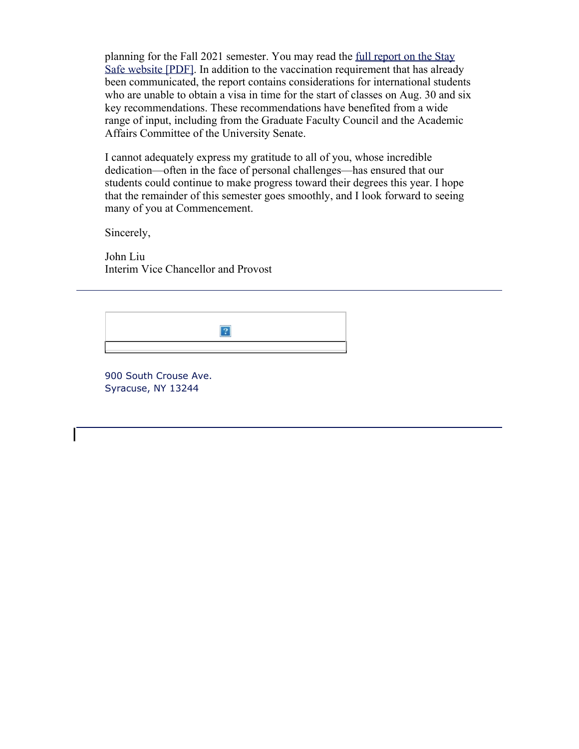planning for the Fall 2021 semester. You may read the full report on the Stay Safe website [PDF]. In addition to the vaccination requirement that has already been communicated, the report contains considerations for international students who are unable to obtain a visa in time for the start of classes on Aug. 30 and six key recommendations. These recommendations have benefited from a wide range of input, including from the Graduate Faculty Council and the Academic Affairs Committee of the University Senate.

I cannot adequately express my gratitude to all of you, whose incredible dedication—often in the face of personal challenges—has ensured that our students could continue to make progress toward their degrees this year. I hope that the remainder of this semester goes smoothly, and I look forward to seeing many of you at Commencement.

Sincerely,

John Liu
Interim Vice Chancellor and Provost

---

900 South Crouse Ave.
Syracuse, NY 13244